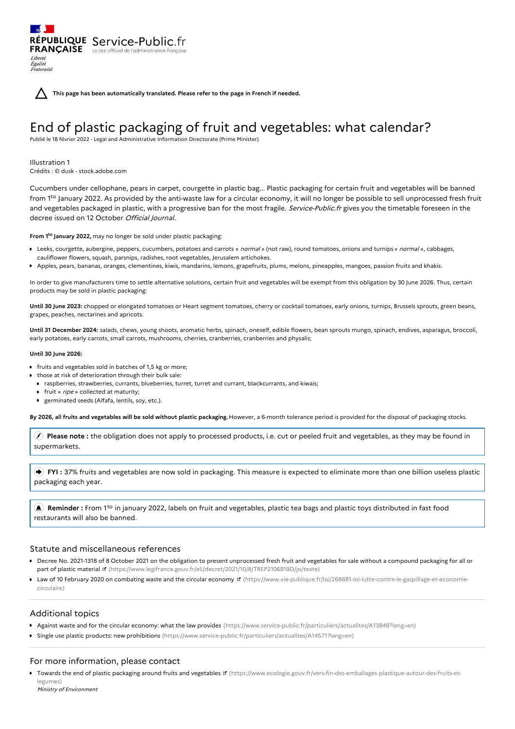RÉPUBLIQUE FRANÇAISE Service-Public.fr Le site officiel de l'administration française

*Liberté Égalité Fraternité*

**This page has been automatically translated. Please refer to the page in French if needed.**

# End of plastic packaging of fruit and vegetables: what calendar?

Publié le 18 février 2022 - Legal and Administrative Information Directorate (Prime Minister)

Illustration 1
Crédits : © dusk - stock.adobe.com

Cucumbers under cellophane, pears in carpet, courgette in plastic bag... Plastic packaging for certain fruit and vegetables will be banned from 1to January 2022. As provided by the anti-waste law for a circular economy, it will no longer be possible to sell unprocessed fresh fruit and vegetables packaged in plastic, with a progressive ban for the most fragile. *Service-Public.fr* gives you the timetable foreseen in the decree issued on 12 October *Official Journal*.

**From 1to January 2022,** may no longer be sold under plastic packaging:

- Leeks, courgette, aubergine, peppers, cucumbers, potatoes and carrots « *normal* » (not raw), round tomatoes, onions and turnips « *normal* », cabbages, cauliflower flowers, squash, parsnips, radishes, root vegetables, Jerusalem artichokes.
- Apples, pears, bananas, oranges, clementines, kiwis, mandarins, lemons, grapefruits, plums, melons, pineapples, mangoes, passion fruits and khakis.

In order to give manufacturers time to settle alternative solutions, certain fruit and vegetables will be exempt from this obligation by 30 June 2026. Thus, certain products may be sold in plastic packaging:

**Until 30 June 2023:** chopped or elongated tomatoes or Heart segment tomatoes, cherry or cocktail tomatoes, early onions, turnips, Brussels sprouts, green beans, grapes, peaches, nectarines and apricots.

**Until 31 December 2024:** salads, chews, young shoots, aromatic herbs, spinach, oneself, edible flowers, bean sprouts mungo, spinach, endives, asparagus, broccoli, early potatoes, early carrots, small carrots, mushrooms, cherries, cranberries, cranberries and physalis;

**Until 30 June 2026:**

- fruits and vegetables sold in batches of 1,5 kg or more;
- those at risk of deterioration through their bulk sale:
  - raspberries, strawberries, currants, blueberries, turret, turret and currant, blackcurrants, and kiwais;
  - fruit « *ripe* » collected at maturity;
  - germinated seeds (Alfafa, lentils, soy, etc.).

**By 2026, all fruits and vegetables will be sold without plastic packaging.** However, a 6-month tolerance period is provided for the disposal of packaging stocks.

> **Please note :** the obligation does not apply to processed products, i.e. cut or peeled fruit and vegetables, as they may be found in supermarkets.

> **FYI :** 37% fruits and vegetables are now sold in packaging. This measure is expected to eliminate more than one billion useless plastic packaging each year.

> **Reminder :** From 1to in january 2022, labels on fruit and vegetables, plastic tea bags and plastic toys distributed in fast food restaurants will also be banned.

## Statute and miscellaneous references

- Decree No. 2021-1318 of 8 October 2021 on the obligation to present unprocessed fresh fruit and vegetables for sale without a compound packaging for all or part of plastic material (https://www.legifrance.gouv.fr/eli/decret/2021/10/8/TREP2106919D/jo/texte)
- Law of 10 February 2020 on combating waste and the circular economy (https://www.vie-publique.fr/loi/268681-loi-lutte-contre-le-gaspillage-et-economie-circulaire)

## Additional topics

- Against waste and for the circular economy: what the law provides (https://www.service-public.fr/particuliers/actualites/A13849?lang=en)
- Single use plastic products: new prohibitions (https://www.service-public.fr/particuliers/actualites/A14571?lang=en)

## For more information, please contact

- Towards the end of plastic packaging around fruits and vegetables (https://www.ecologie.gouv.fr/vers-fin-des-emballages-plastique-autour-des-fruits-et-legumes)
  *Ministry of Environment*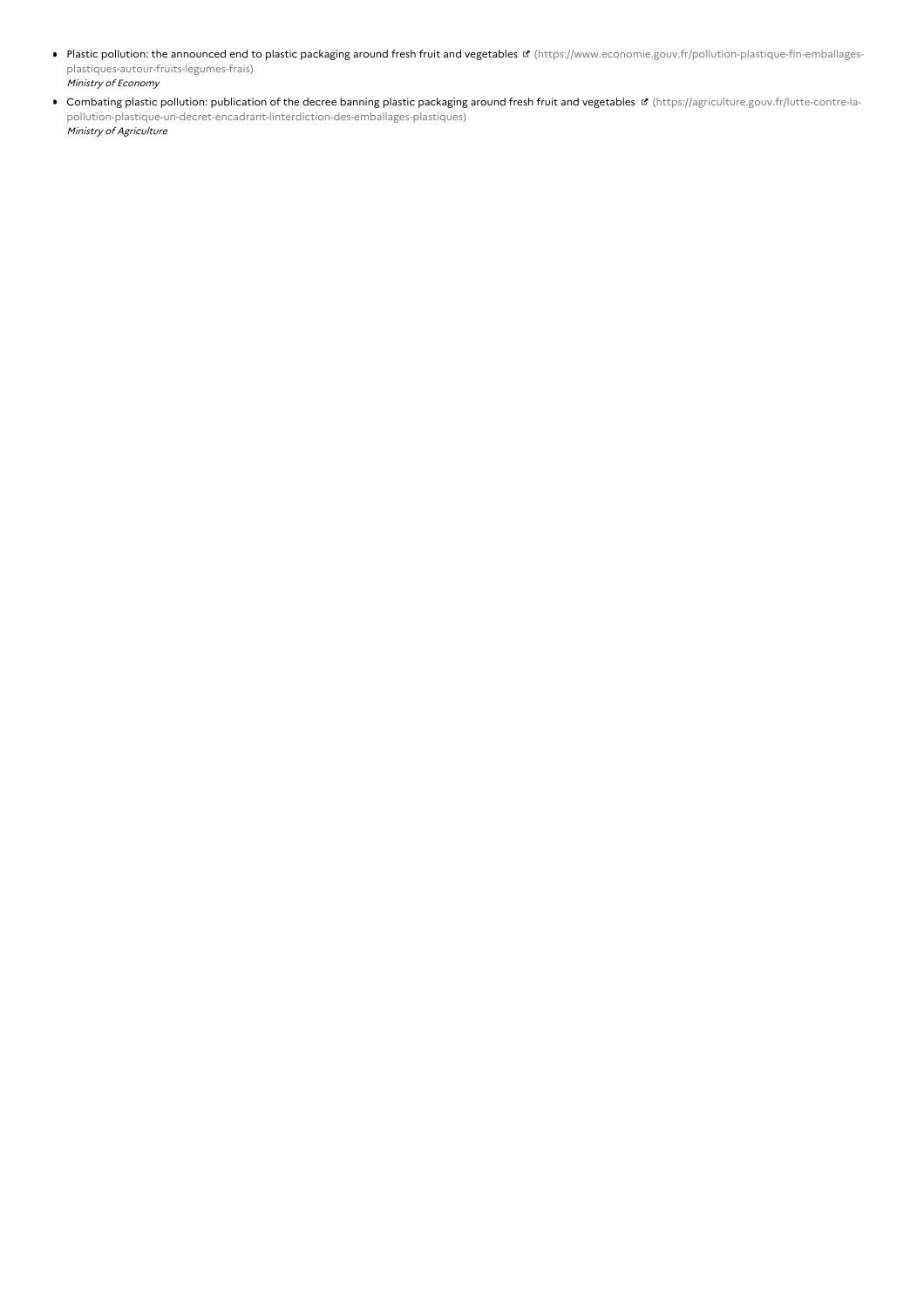- Plastic pollution: the announced end to plastic packaging around fresh fruit and vegetables (https://www.economie.gouv.fr/pollution-plastique-fin-emballages-plastiques-autour-fruits-legumes-frais)
  *Ministry of Economy*
- Combating plastic pollution: publication of the decree banning plastic packaging around fresh fruit and vegetables (https://agriculture.gouv.fr/lutte-contre-la-pollution-plastique-un-decret-encadrant-linterdiction-des-emballages-plastiques)
  *Ministry of Agriculture*